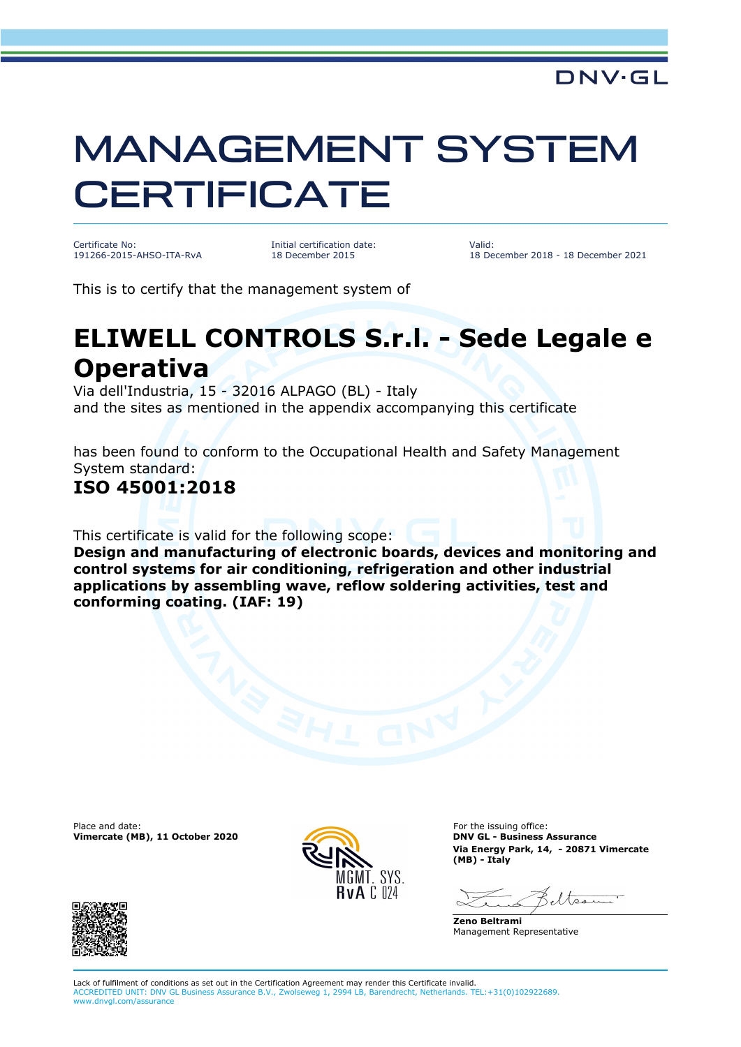DNV·GL

# MANAGEMENT SYSTEM CERTIFICATE

Certificate No:
191266-2015-AHSO-ITA-RvA

Initial certification date:
18 December 2015

Valid:
18 December 2018 - 18 December 2021

This is to certify that the management system of

## ELIWELL CONTROLS S.r.l. - Sede Legale e Operativa

Via dell'Industria, 15 - 32016 ALPAGO (BL) - Italy
and the sites as mentioned in the appendix accompanying this certificate

has been found to conform to the Occupational Health and Safety Management System standard:

## ISO 45001:2018

This certificate is valid for the following scope:
**Design and manufacturing of electronic boards, devices and monitoring and control systems for air conditioning, refrigeration and other industrial applications by assembling wave, reflow soldering activities, test and conforming coating. (IAF: 19)**

Place and date:
**Vimercate (MB), 11 October 2020**

MGMT. SYS.
RvA C 024

For the issuing office:
**DNV GL - Business Assurance**
**Via Energy Park, 14, - 20871 Vimercate (MB) - Italy**

**Zeno Beltrami**
Management Representative

Lack of fulfilment of conditions as set out in the Certification Agreement may render this Certificate invalid.
ACCREDITED UNIT: DNV GL Business Assurance B.V., Zwolseweg 1, 2994 LB, Barendrecht, Netherlands. TEL:+31(0)102922689.
www.dnvgl.com/assurance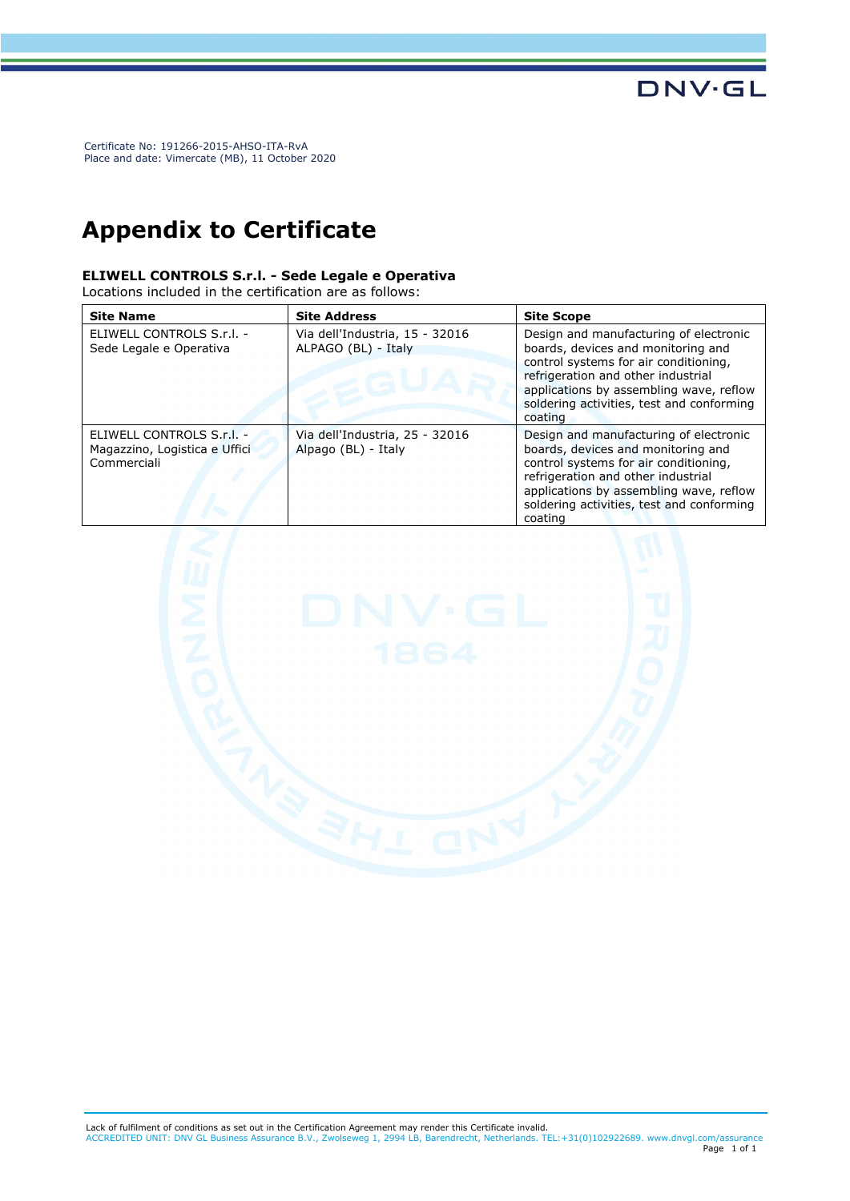Certificate No: 191266-2015-AHSO-ITA-RvA
Place and date: Vimercate (MB), 11 October 2020

# Appendix to Certificate

**ELIWELL CONTROLS S.r.l. - Sede Legale e Operativa**
Locations included in the certification are as follows:

| Site Name | Site Address | Site Scope |
|---|---|---|
| ELIWELL CONTROLS S.r.l. - Sede Legale e Operativa | Via dell'Industria, 15 - 32016 ALPAGO (BL) - Italy | Design and manufacturing of electronic boards, devices and monitoring and control systems for air conditioning, refrigeration and other industrial applications by assembling wave, reflow soldering activities, test and conforming coating |
| ELIWELL CONTROLS S.r.l. - Magazzino, Logistica e Uffici Commerciali | Via dell'Industria, 25 - 32016 Alpago (BL) - Italy | Design and manufacturing of electronic boards, devices and monitoring and control systems for air conditioning, refrigeration and other industrial applications by assembling wave, reflow soldering activities, test and conforming coating |

Lack of fulfilment of conditions as set out in the Certification Agreement may render this Certificate invalid.
ACCREDITED UNIT: DNV GL Business Assurance B.V., Zwolseweg 1, 2994 LB, Barendrecht, Netherlands. TEL:+31(0)102922689. www.dnvgl.com/assurance